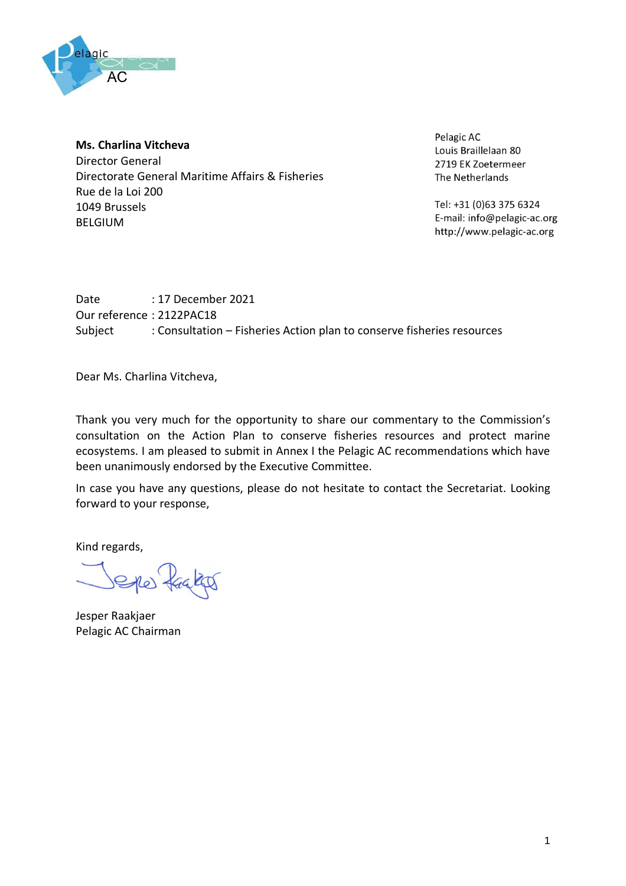**Ms. Charlina Vitcheva**
Director General
Directorate General Maritime Affairs & Fisheries
Rue de la Loi 200
1049 Brussels
BELGIUM

Pelagic AC
Louis Braillelaan 80
2719 EK Zoetermeer
The Netherlands

Tel: +31 (0)63 375 6324
E-mail: info@pelagic-ac.org
http://www.pelagic-ac.org

Date : 17 December 2021
Our reference : 2122PAC18
Subject : Consultation – Fisheries Action plan to conserve fisheries resources

Dear Ms. Charlina Vitcheva,

Thank you very much for the opportunity to share our commentary to the Commission's consultation on the Action Plan to conserve fisheries resources and protect marine ecosystems. I am pleased to submit in Annex I the Pelagic AC recommendations which have been unanimously endorsed by the Executive Committee.

In case you have any questions, please do not hesitate to contact the Secretariat. Looking forward to your response,

Kind regards,

Jesper Raakjaer
Pelagic AC Chairman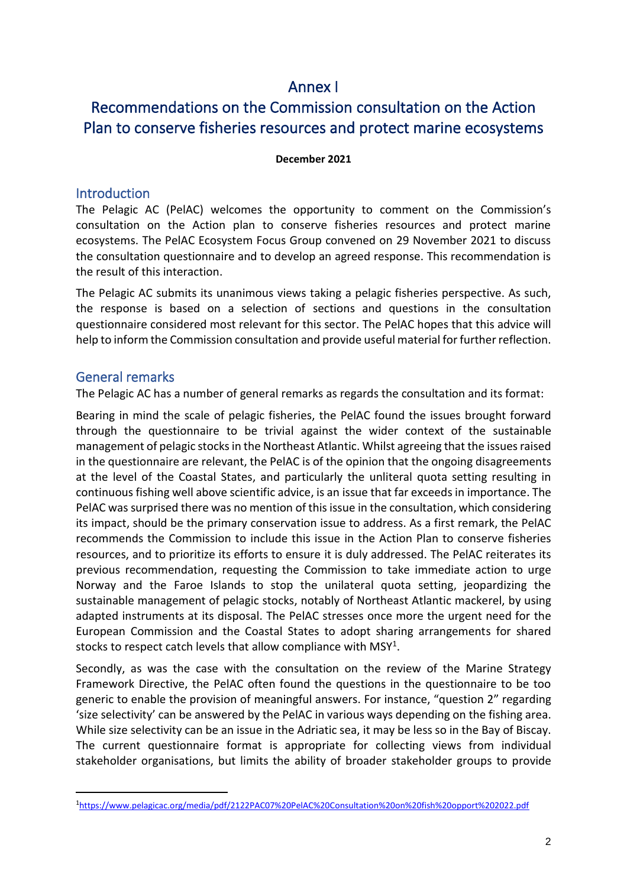# Annex I

# Recommendations on the Commission consultation on the Action Plan to conserve fisheries resources and protect marine ecosystems

**December 2021**

## Introduction

The Pelagic AC (PelAC) welcomes the opportunity to comment on the Commission's consultation on the Action plan to conserve fisheries resources and protect marine ecosystems. The PelAC Ecosystem Focus Group convened on 29 November 2021 to discuss the consultation questionnaire and to develop an agreed response. This recommendation is the result of this interaction.

The Pelagic AC submits its unanimous views taking a pelagic fisheries perspective. As such, the response is based on a selection of sections and questions in the consultation questionnaire considered most relevant for this sector. The PelAC hopes that this advice will help to inform the Commission consultation and provide useful material for further reflection.

## General remarks

The Pelagic AC has a number of general remarks as regards the consultation and its format:

Bearing in mind the scale of pelagic fisheries, the PelAC found the issues brought forward through the questionnaire to be trivial against the wider context of the sustainable management of pelagic stocks in the Northeast Atlantic. Whilst agreeing that the issues raised in the questionnaire are relevant, the PelAC is of the opinion that the ongoing disagreements at the level of the Coastal States, and particularly the unliteral quota setting resulting in continuous fishing well above scientific advice, is an issue that far exceeds in importance. The PelAC was surprised there was no mention of this issue in the consultation, which considering its impact, should be the primary conservation issue to address. As a first remark, the PelAC recommends the Commission to include this issue in the Action Plan to conserve fisheries resources, and to prioritize its efforts to ensure it is duly addressed. The PelAC reiterates its previous recommendation, requesting the Commission to take immediate action to urge Norway and the Faroe Islands to stop the unilateral quota setting, jeopardizing the sustainable management of pelagic stocks, notably of Northeast Atlantic mackerel, by using adapted instruments at its disposal. The PelAC stresses once more the urgent need for the European Commission and the Coastal States to adopt sharing arrangements for shared stocks to respect catch levels that allow compliance with MSY[1].

Secondly, as was the case with the consultation on the review of the Marine Strategy Framework Directive, the PelAC often found the questions in the questionnaire to be too generic to enable the provision of meaningful answers. For instance, "question 2" regarding 'size selectivity' can be answered by the PelAC in various ways depending on the fishing area. While size selectivity can be an issue in the Adriatic sea, it may be less so in the Bay of Biscay. The current questionnaire format is appropriate for collecting views from individual stakeholder organisations, but limits the ability of broader stakeholder groups to provide

[1] https://www.pelagicac.org/media/pdf/2122PAC07%20PelAC%20Consultation%20on%20fish%20opport%202022.pdf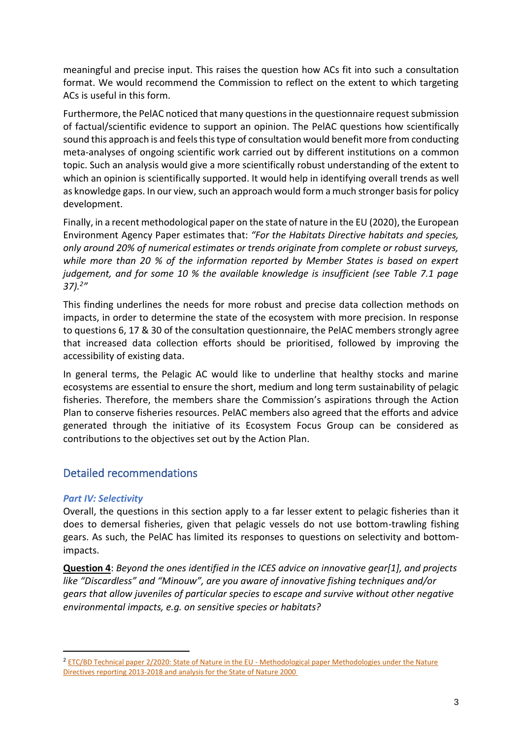meaningful and precise input. This raises the question how ACs fit into such a consultation format. We would recommend the Commission to reflect on the extent to which targeting ACs is useful in this form.

Furthermore, the PelAC noticed that many questions in the questionnaire request submission of factual/scientific evidence to support an opinion. The PelAC questions how scientifically sound this approach is and feels this type of consultation would benefit more from conducting meta-analyses of ongoing scientific work carried out by different institutions on a common topic. Such an analysis would give a more scientifically robust understanding of the extent to which an opinion is scientifically supported. It would help in identifying overall trends as well as knowledge gaps. In our view, such an approach would form a much stronger basis for policy development.

Finally, in a recent methodological paper on the state of nature in the EU (2020), the European Environment Agency Paper estimates that: *"For the Habitats Directive habitats and species, only around 20% of numerical estimates or trends originate from complete or robust surveys, while more than 20 % of the information reported by Member States is based on expert judgement, and for some 10 % the available knowledge is insufficient (see Table 7.1 page 37).[2]"*

This finding underlines the needs for more robust and precise data collection methods on impacts, in order to determine the state of the ecosystem with more precision. In response to questions 6, 17 & 30 of the consultation questionnaire, the PelAC members strongly agree that increased data collection efforts should be prioritised, followed by improving the accessibility of existing data.

In general terms, the Pelagic AC would like to underline that healthy stocks and marine ecosystems are essential to ensure the short, medium and long term sustainability of pelagic fisheries. Therefore, the members share the Commission's aspirations through the Action Plan to conserve fisheries resources. PelAC members also agreed that the efforts and advice generated through the initiative of its Ecosystem Focus Group can be considered as contributions to the objectives set out by the Action Plan.

## Detailed recommendations

### *Part IV: Selectivity*

Overall, the questions in this section apply to a far lesser extent to pelagic fisheries than it does to demersal fisheries, given that pelagic vessels do not use bottom-trawling fishing gears. As such, the PelAC has limited its responses to questions on selectivity and bottom-impacts.

**Question 4**: *Beyond the ones identified in the ICES advice on innovative gear[1], and projects like "Discardless" and "Minouw", are you aware of innovative fishing techniques and/or gears that allow juveniles of particular species to escape and survive without other negative environmental impacts, e.g. on sensitive species or habitats?*

---

[2] ETC/BD Technical paper 2/2020: State of Nature in the EU - Methodological paper Methodologies under the Nature Directives reporting 2013-2018 and analysis for the State of Nature 2000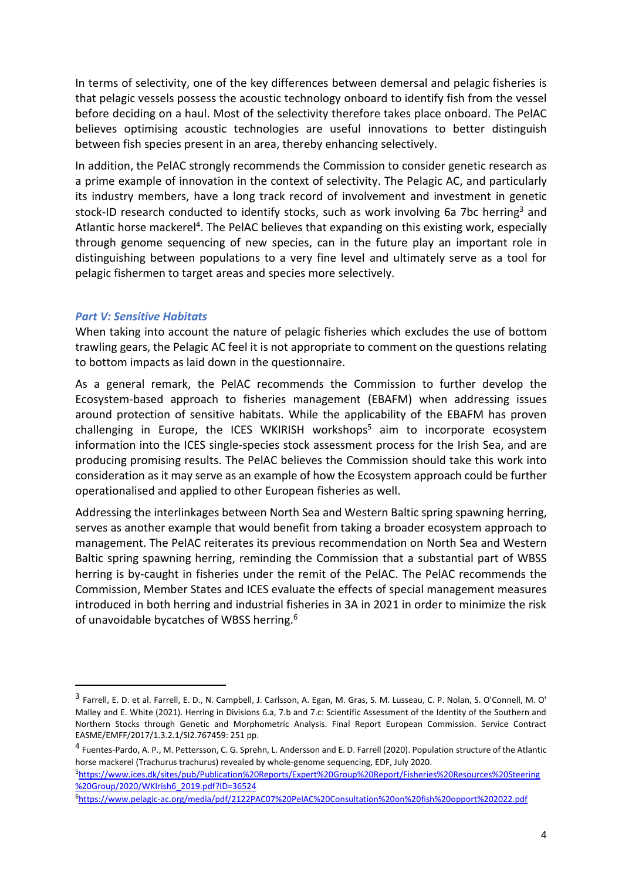In terms of selectivity, one of the key differences between demersal and pelagic fisheries is that pelagic vessels possess the acoustic technology onboard to identify fish from the vessel before deciding on a haul. Most of the selectivity therefore takes place onboard. The PelAC believes optimising acoustic technologies are useful innovations to better distinguish between fish species present in an area, thereby enhancing selectively.

In addition, the PelAC strongly recommends the Commission to consider genetic research as a prime example of innovation in the context of selectivity. The Pelagic AC, and particularly its industry members, have a long track record of involvement and investment in genetic stock-ID research conducted to identify stocks, such as work involving 6a 7bc herring[3] and Atlantic horse mackerel[4]. The PelAC believes that expanding on this existing work, especially through genome sequencing of new species, can in the future play an important role in distinguishing between populations to a very fine level and ultimately serve as a tool for pelagic fishermen to target areas and species more selectively.

### *Part V: Sensitive Habitats*

When taking into account the nature of pelagic fisheries which excludes the use of bottom trawling gears, the Pelagic AC feel it is not appropriate to comment on the questions relating to bottom impacts as laid down in the questionnaire.

As a general remark, the PelAC recommends the Commission to further develop the Ecosystem-based approach to fisheries management (EBAFM) when addressing issues around protection of sensitive habitats. While the applicability of the EBAFM has proven challenging in Europe, the ICES WKIRISH workshops[5] aim to incorporate ecosystem information into the ICES single-species stock assessment process for the Irish Sea, and are producing promising results. The PelAC believes the Commission should take this work into consideration as it may serve as an example of how the Ecosystem approach could be further operationalised and applied to other European fisheries as well.

Addressing the interlinkages between North Sea and Western Baltic spring spawning herring, serves as another example that would benefit from taking a broader ecosystem approach to management. The PelAC reiterates its previous recommendation on North Sea and Western Baltic spring spawning herring, reminding the Commission that a substantial part of WBSS herring is by-caught in fisheries under the remit of the PelAC. The PelAC recommends the Commission, Member States and ICES evaluate the effects of special management measures introduced in both herring and industrial fisheries in 3A in 2021 in order to minimize the risk of unavoidable bycatches of WBSS herring.[6]

---

[3] Farrell, E. D. et al. Farrell, E. D., N. Campbell, J. Carlsson, A. Egan, M. Gras, S. M. Lusseau, C. P. Nolan, S. O'Connell, M. O' Malley and E. White (2021). Herring in Divisions 6.a, 7.b and 7.c: Scientific Assessment of the Identity of the Southern and Northern Stocks through Genetic and Morphometric Analysis. Final Report European Commission. Service Contract EASME/EMFF/2017/1.3.2.1/SI2.767459: 251 pp.

[4] Fuentes-Pardo, A. P., M. Pettersson, C. G. Sprehn, L. Andersson and E. D. Farrell (2020). Population structure of the Atlantic horse mackerel (Trachurus trachurus) revealed by whole-genome sequencing, EDF, July 2020.

[5] https://www.ices.dk/sites/pub/Publication%20Reports/Expert%20Group%20Report/Fisheries%20Resources%20Steering%20Group/2020/WKIrish6_2019.pdf?ID=36524

[6] https://www.pelagic-ac.org/media/pdf/2122PAC07%20PelAC%20Consultation%20on%20fish%20opport%202022.pdf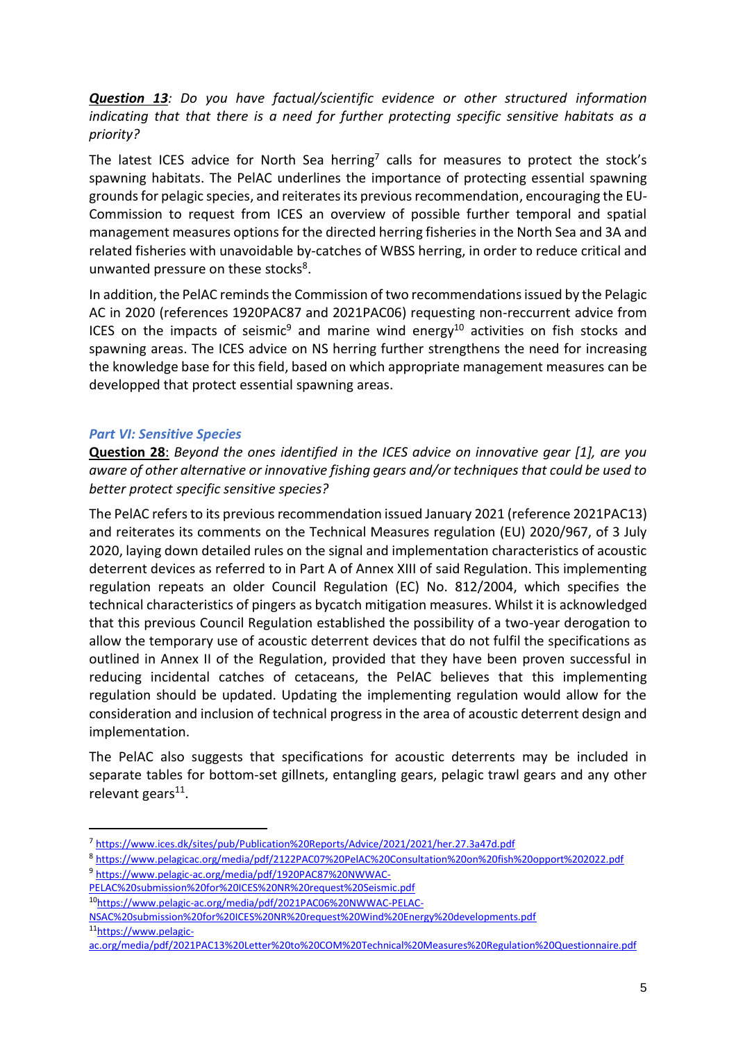***Question 13**: Do you have factual/scientific evidence or other structured information indicating that that there is a need for further protecting specific sensitive habitats as a priority?*

The latest ICES advice for North Sea herring[7] calls for measures to protect the stock's spawning habitats. The PelAC underlines the importance of protecting essential spawning grounds for pelagic species, and reiterates its previous recommendation, encouraging the EU-Commission to request from ICES an overview of possible further temporal and spatial management measures options for the directed herring fisheries in the North Sea and 3A and related fisheries with unavoidable by-catches of WBSS herring, in order to reduce critical and unwanted pressure on these stocks[8].

In addition, the PelAC reminds the Commission of two recommendations issued by the Pelagic AC in 2020 (references 1920PAC87 and 2021PAC06) requesting non-reccurrent advice from ICES on the impacts of seismic[9] and marine wind energy[10] activities on fish stocks and spawning areas. The ICES advice on NS herring further strengthens the need for increasing the knowledge base for this field, based on which appropriate management measures can be developped that protect essential spawning areas.

### *Part VI: Sensitive Species*

**Question 28**: *Beyond the ones identified in the ICES advice on innovative gear [1], are you aware of other alternative or innovative fishing gears and/or techniques that could be used to better protect specific sensitive species?*

The PelAC refers to its previous recommendation issued January 2021 (reference 2021PAC13) and reiterates its comments on the Technical Measures regulation (EU) 2020/967, of 3 July 2020, laying down detailed rules on the signal and implementation characteristics of acoustic deterrent devices as referred to in Part A of Annex XIII of said Regulation. This implementing regulation repeats an older Council Regulation (EC) No. 812/2004, which specifies the technical characteristics of pingers as bycatch mitigation measures. Whilst it is acknowledged that this previous Council Regulation established the possibility of a two-year derogation to allow the temporary use of acoustic deterrent devices that do not fulfil the specifications as outlined in Annex II of the Regulation, provided that they have been proven successful in reducing incidental catches of cetaceans, the PelAC believes that this implementing regulation should be updated. Updating the implementing regulation would allow for the consideration and inclusion of technical progress in the area of acoustic deterrent design and implementation.

The PelAC also suggests that specifications for acoustic deterrents may be included in separate tables for bottom-set gillnets, entangling gears, pelagic trawl gears and any other relevant gears[11].

---

[7] https://www.ices.dk/sites/pub/Publication%20Reports/Advice/2021/2021/her.27.3a47d.pdf

[8] https://www.pelagicac.org/media/pdf/2122PAC07%20PelAC%20Consultation%20on%20fish%20opport%202022.pdf

[9] https://www.pelagic-ac.org/media/pdf/1920PAC87%20NWWAC-PELAC%20submission%20for%20ICES%20NR%20request%20Seismic.pdf

[10] https://www.pelagic-ac.org/media/pdf/2021PAC06%20NWWAC-PELAC-NSAC%20submission%20for%20ICES%20NR%20request%20Wind%20Energy%20developments.pdf

[11] https://www.pelagic-ac.org/media/pdf/2021PAC13%20Letter%20to%20COM%20Technical%20Measures%20Regulation%20Questionnaire.pdf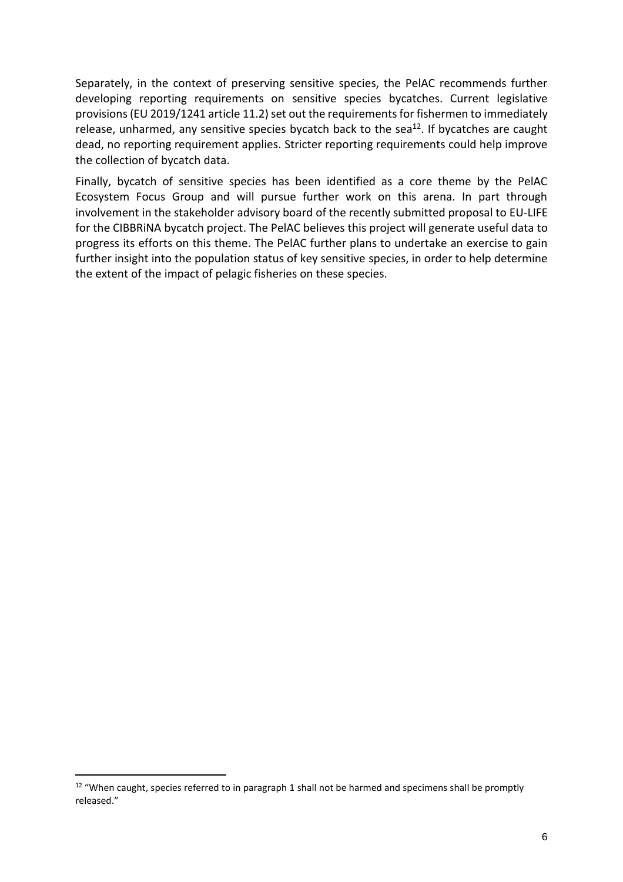Separately, in the context of preserving sensitive species, the PelAC recommends further developing reporting requirements on sensitive species bycatches. Current legislative provisions (EU 2019/1241 article 11.2) set out the requirements for fishermen to immediately release, unharmed, any sensitive species bycatch back to the sea[12]. If bycatches are caught dead, no reporting requirement applies. Stricter reporting requirements could help improve the collection of bycatch data.

Finally, bycatch of sensitive species has been identified as a core theme by the PelAC Ecosystem Focus Group and will pursue further work on this arena. In part through involvement in the stakeholder advisory board of the recently submitted proposal to EU-LIFE for the CIBBRiNA bycatch project. The PelAC believes this project will generate useful data to progress its efforts on this theme. The PelAC further plans to undertake an exercise to gain further insight into the population status of key sensitive species, in order to help determine the extent of the impact of pelagic fisheries on these species.

---

[12] "When caught, species referred to in paragraph 1 shall not be harmed and specimens shall be promptly released."